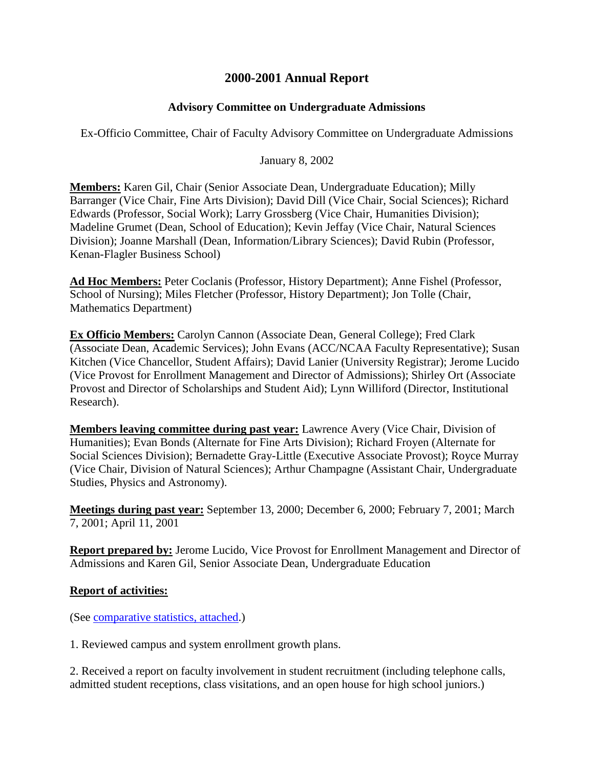# 2000-2001 Annual Report

### Advisory Committee on Undergraduate Admissions

Ex-Officio Committee, Chair of Faculty Advisory Committee on Undergraduate Admissions

January 8, 2002

**Members:** Karen Gil, Chair (Senior Associate Dean, Undergraduate Education); Milly Barranger (Vice Chair, Fine Arts Division); David Dill (Vice Chair, Social Sciences); Richard Edwards (Professor, Social Work); Larry Grossberg (Vice Chair, Humanities Division); Madeline Grumet (Dean, School of Education); Kevin Jeffay (Vice Chair, Natural Sciences Division); Joanne Marshall (Dean, Information/Library Sciences); David Rubin (Professor, Kenan-Flagler Business School)

**Ad Hoc Members:** Peter Coclanis (Professor, History Department); Anne Fishel (Professor, School of Nursing); Miles Fletcher (Professor, History Department); Jon Tolle (Chair, Mathematics Department)

**Ex Officio Members:** Carolyn Cannon (Associate Dean, General College); Fred Clark (Associate Dean, Academic Services); John Evans (ACC/NCAA Faculty Representative); Susan Kitchen (Vice Chancellor, Student Affairs); David Lanier (University Registrar); Jerome Lucido (Vice Provost for Enrollment Management and Director of Admissions); Shirley Ort (Associate Provost and Director of Scholarships and Student Aid); Lynn Williford (Director, Institutional Research).

**Members leaving committee during past year:** Lawrence Avery (Vice Chair, Division of Humanities); Evan Bonds (Alternate for Fine Arts Division); Richard Froyen (Alternate for Social Sciences Division); Bernadette Gray-Little (Executive Associate Provost); Royce Murray (Vice Chair, Division of Natural Sciences); Arthur Champagne (Assistant Chair, Undergraduate Studies, Physics and Astronomy).

**Meetings during past year:** September 13, 2000; December 6, 2000; February 7, 2001; March 7, 2001; April 11, 2001

**Report prepared by:** Jerome Lucido, Vice Provost for Enrollment Management and Director of Admissions and Karen Gil, Senior Associate Dean, Undergraduate Education

**Report of activities:**

(See comparative statistics, attached.)

1. Reviewed campus and system enrollment growth plans.

2. Received a report on faculty involvement in student recruitment (including telephone calls, admitted student receptions, class visitations, and an open house for high school juniors.)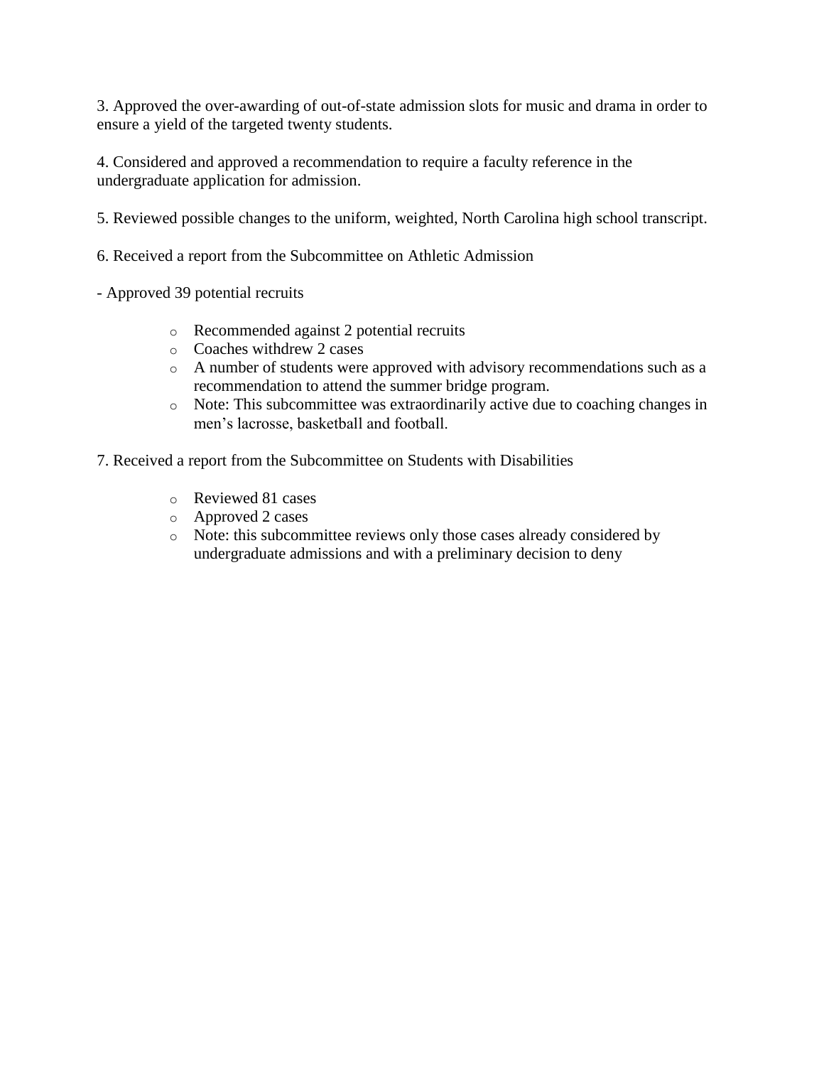3. Approved the over-awarding of out-of-state admission slots for music and drama in order to ensure a yield of the targeted twenty students.

4. Considered and approved a recommendation to require a faculty reference in the undergraduate application for admission.

5. Reviewed possible changes to the uniform, weighted, North Carolina high school transcript.

6. Received a report from the Subcommittee on Athletic Admission

- Approved 39 potential recruits

  - Recommended against 2 potential recruits
  - Coaches withdrew 2 cases
  - A number of students were approved with advisory recommendations such as a recommendation to attend the summer bridge program.
  - Note: This subcommittee was extraordinarily active due to coaching changes in men's lacrosse, basketball and football.

7. Received a report from the Subcommittee on Students with Disabilities

  - Reviewed 81 cases
  - Approved 2 cases
  - Note: this subcommittee reviews only those cases already considered by undergraduate admissions and with a preliminary decision to deny